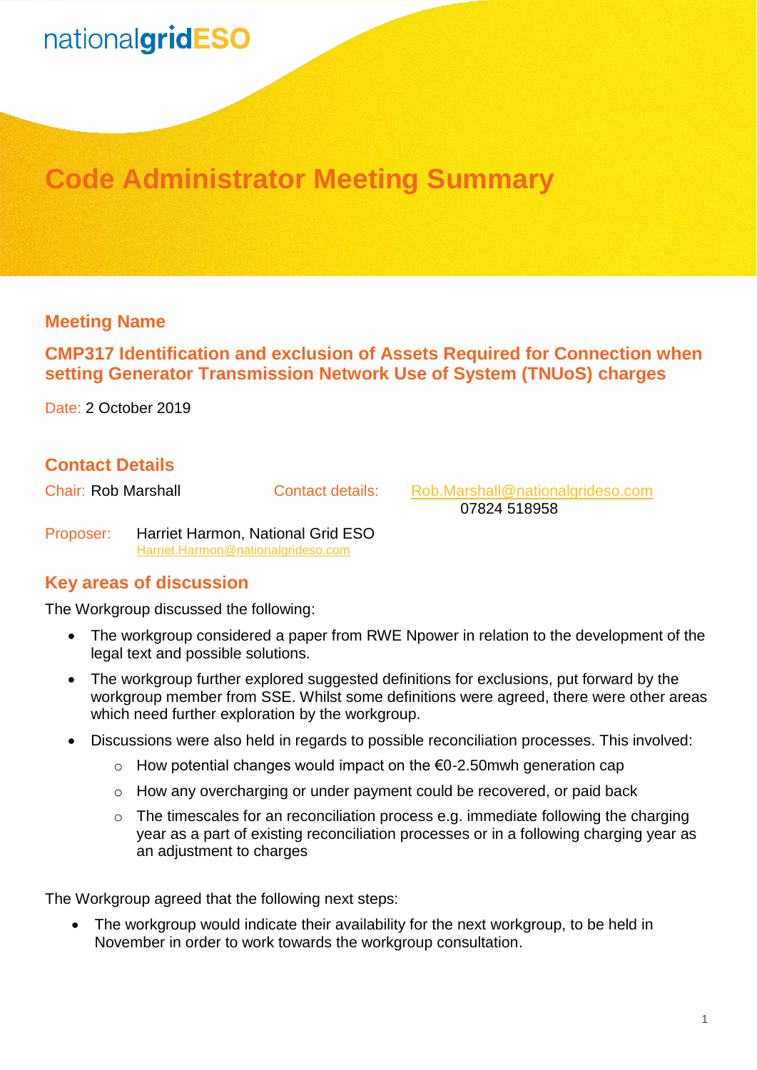nationalgridESO

# Code Administrator Meeting Summary

## Meeting Name

### CMP317 Identification and exclusion of Assets Required for Connection when setting Generator Transmission Network Use of System (TNUoS) charges

Date: 2 October 2019

## Contact Details

Chair: Rob Marshall    Contact details: Rob.Marshall@nationalgrideso.com
07824 518958

Proposer: Harriet Harmon, National Grid ESO
Harriet.Harmon@nationalgrideso.com

## Key areas of discussion

The Workgroup discussed the following:

- The workgroup considered a paper from RWE Npower in relation to the development of the legal text and possible solutions.
- The workgroup further explored suggested definitions for exclusions, put forward by the workgroup member from SSE. Whilst some definitions were agreed, there were other areas which need further exploration by the workgroup.
- Discussions were also held in regards to possible reconciliation processes. This involved:
  - How potential changes would impact on the €0-2.50mwh generation cap
  - How any overcharging or under payment could be recovered, or paid back
  - The timescales for an reconciliation process e.g. immediate following the charging year as a part of existing reconciliation processes or in a following charging year as an adjustment to charges

The Workgroup agreed that the following next steps:

- The workgroup would indicate their availability for the next workgroup, to be held in November in order to work towards the workgroup consultation.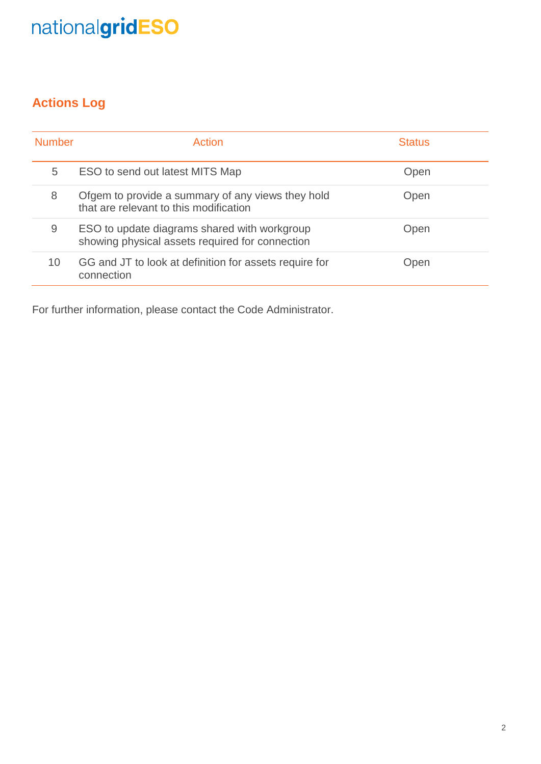## Actions Log

| Number | Action | Status |
|---|---|---|
| 5 | ESO to send out latest MITS Map | Open |
| 8 | Ofgem to provide a summary of any views they hold that are relevant to this modification | Open |
| 9 | ESO to update diagrams shared with workgroup showing physical assets required for connection | Open |
| 10 | GG and JT to look at definition for assets require for connection | Open |

For further information, please contact the Code Administrator.